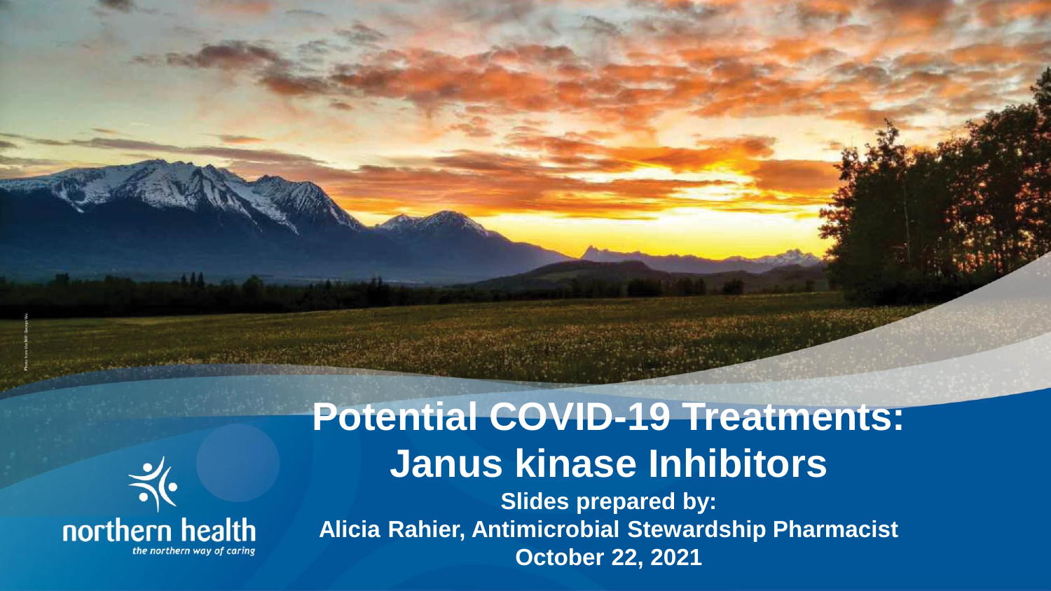# Potential COVID-19 Treatments: Janus kinase Inhibitors

**Slides prepared by:**
**Alicia Rahier, Antimicrobial Stewardship Pharmacist**
**October 22, 2021**

northern health
*the northern way of caring*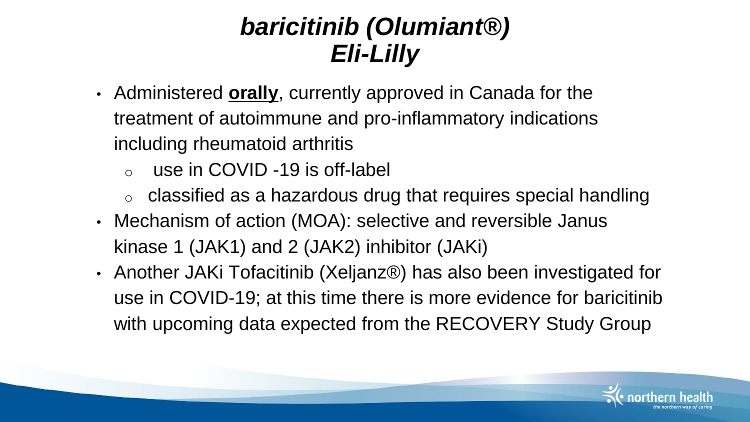# *baricitinib (Olumiant®)*
# *Eli-Lilly*

- Administered **orally**, currently approved in Canada for the treatment of autoimmune and pro-inflammatory indications including rheumatoid arthritis
  - use in COVID -19 is off-label
  - classified as a hazardous drug that requires special handling
- Mechanism of action (MOA): selective and reversible Janus kinase 1 (JAK1) and 2 (JAK2) inhibitor (JAKi)
- Another JAKi Tofacitinib (Xeljanz®) has also been investigated for use in COVID-19; at this time there is more evidence for baricitinib with upcoming data expected from the RECOVERY Study Group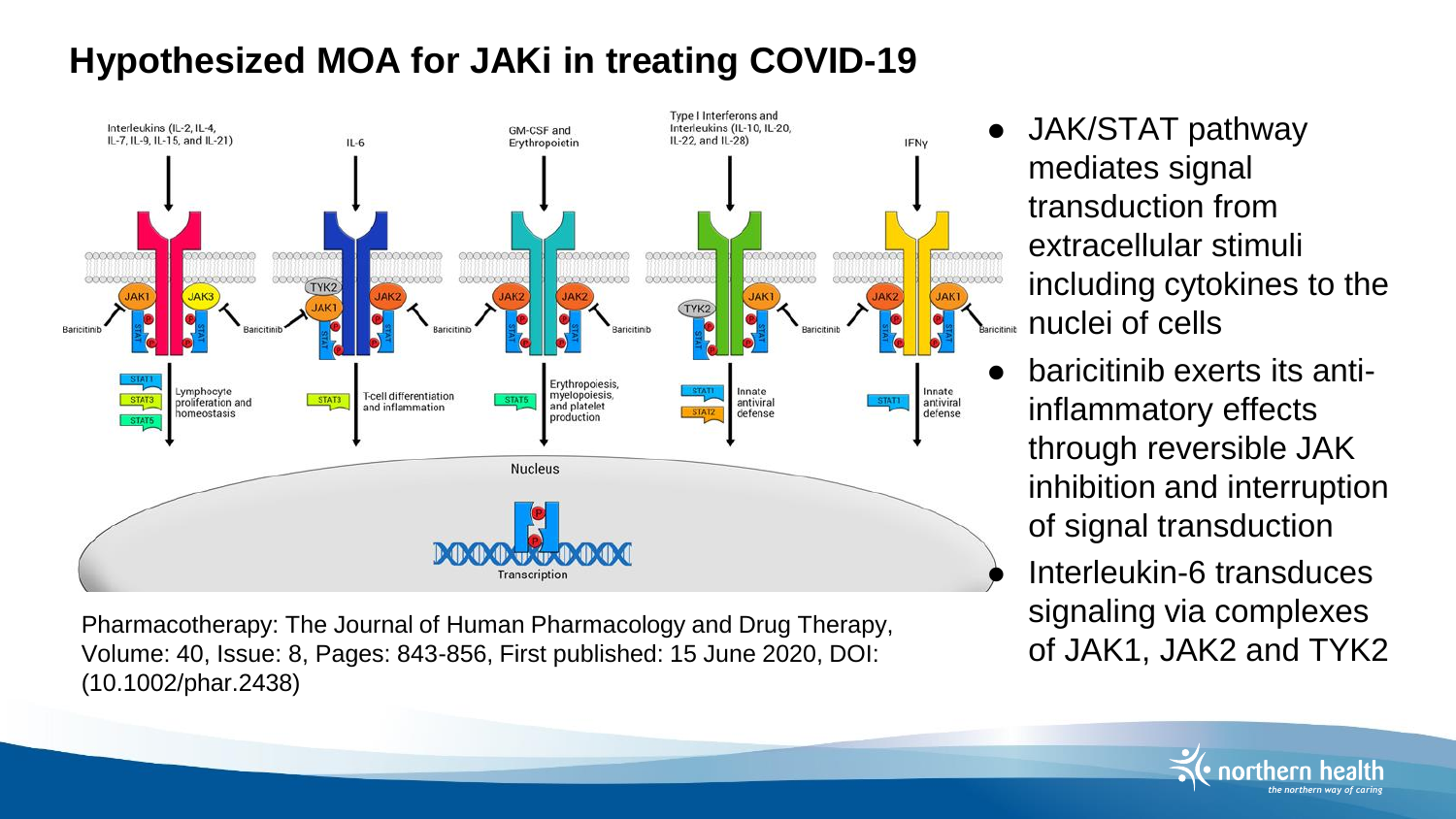# Hypothesized MOA for JAKi in treating COVID-19

Pharmacotherapy: The Journal of Human Pharmacology and Drug Therapy, Volume: 40, Issue: 8, Pages: 843-856, First published: 15 June 2020, DOI: (10.1002/phar.2438)

- JAK/STAT pathway mediates signal transduction from extracellular stimuli including cytokines to the nuclei of cells
- baricitinib exerts its anti-inflammatory effects through reversible JAK inhibition and interruption of signal transduction
- Interleukin-6 transduces signaling via complexes of JAK1, JAK2 and TYK2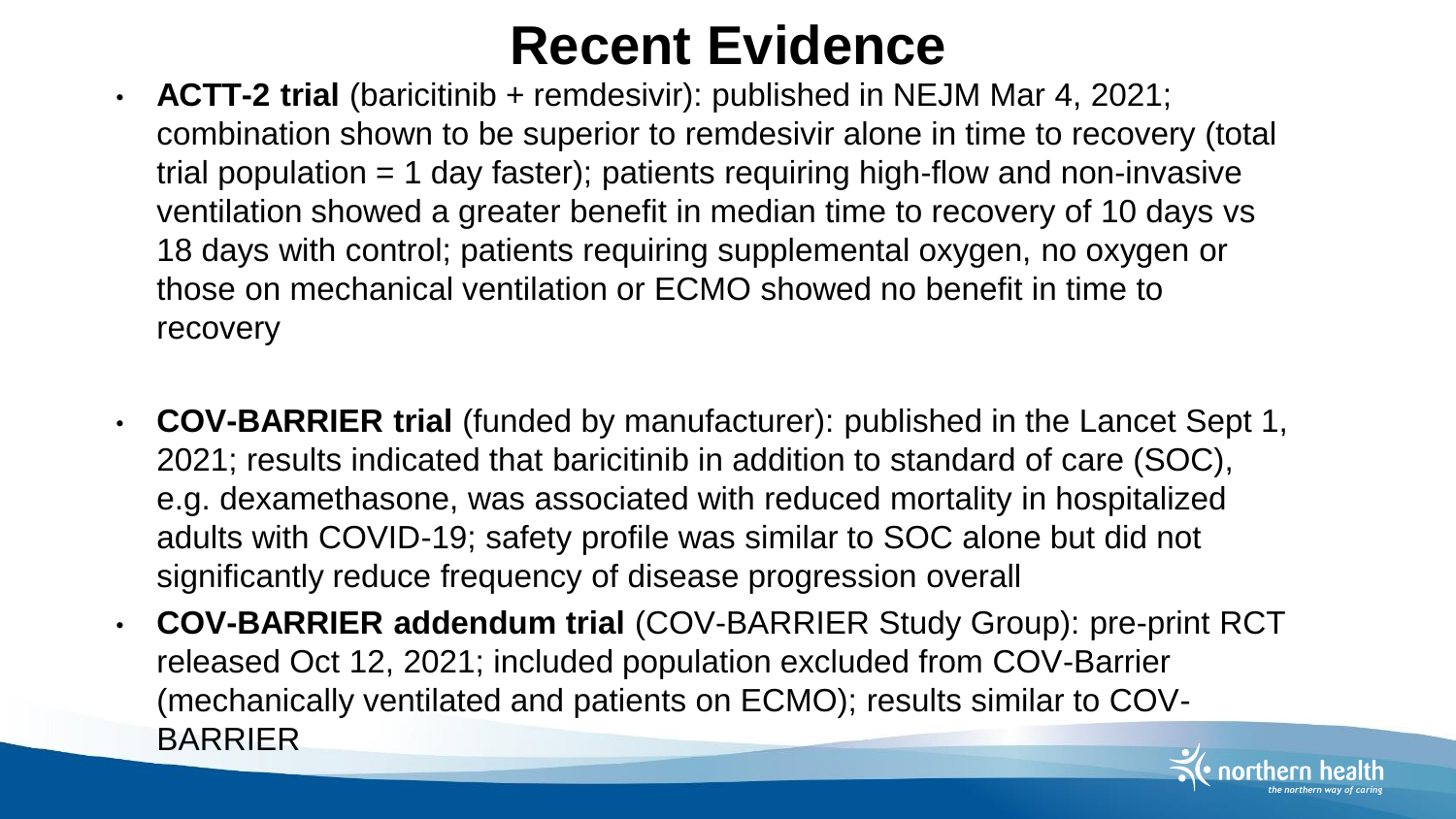# Recent Evidence

- **ACTT-2 trial** (baricitinib + remdesivir): published in NEJM Mar 4, 2021; combination shown to be superior to remdesivir alone in time to recovery (total trial population = 1 day faster); patients requiring high-flow and non-invasive ventilation showed a greater benefit in median time to recovery of 10 days vs 18 days with control; patients requiring supplemental oxygen, no oxygen or those on mechanical ventilation or ECMO showed no benefit in time to recovery
- **COV-BARRIER trial** (funded by manufacturer): published in the Lancet Sept 1, 2021; results indicated that baricitinib in addition to standard of care (SOC), e.g. dexamethasone, was associated with reduced mortality in hospitalized adults with COVID-19; safety profile was similar to SOC alone but did not significantly reduce frequency of disease progression overall
- **COV-BARRIER addendum trial** (COV-BARRIER Study Group): pre-print RCT released Oct 12, 2021; included population excluded from COV-Barrier (mechanically ventilated and patients on ECMO); results similar to COV-BARRIER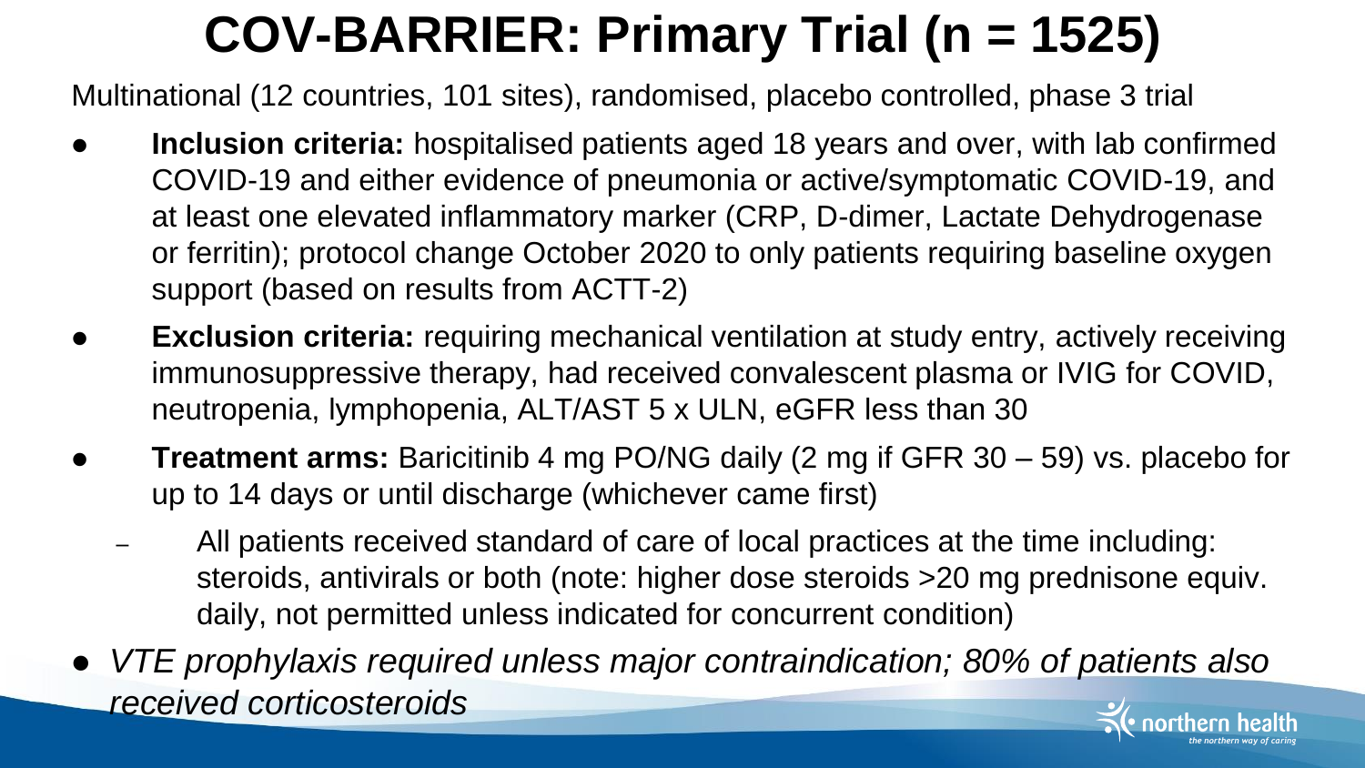# COV-BARRIER: Primary Trial (n = 1525)

Multinational (12 countries, 101 sites), randomised, placebo controlled, phase 3 trial

- **Inclusion criteria:** hospitalised patients aged 18 years and over, with lab confirmed COVID-19 and either evidence of pneumonia or active/symptomatic COVID-19, and at least one elevated inflammatory marker (CRP, D-dimer, Lactate Dehydrogenase or ferritin); protocol change October 2020 to only patients requiring baseline oxygen support (based on results from ACTT-2)
- **Exclusion criteria:** requiring mechanical ventilation at study entry, actively receiving immunosuppressive therapy, had received convalescent plasma or IVIG for COVID, neutropenia, lymphopenia, ALT/AST 5 x ULN, eGFR less than 30
- **Treatment arms:** Baricitinib 4 mg PO/NG daily (2 mg if GFR 30 – 59) vs. placebo for up to 14 days or until discharge (whichever came first)
  - All patients received standard of care of local practices at the time including: steroids, antivirals or both (note: higher dose steroids >20 mg prednisone equiv. daily, not permitted unless indicated for concurrent condition)
- *VTE prophylaxis required unless major contraindication; 80% of patients also received corticosteroids*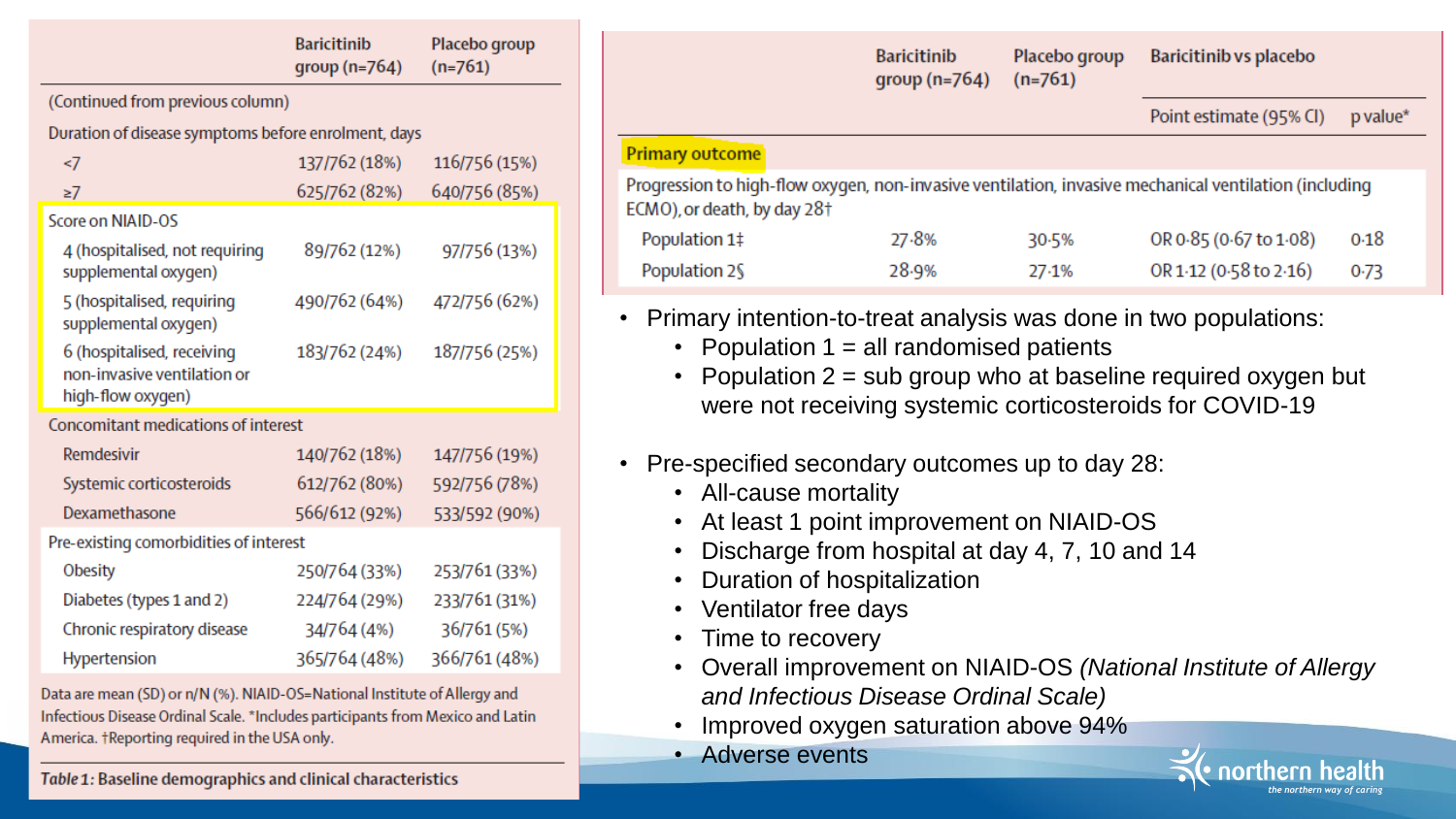| | Baricitinib group (n=764) | Placebo group (n=761) |
|---|---|---|
| (Continued from previous column) | | |
| Duration of disease symptoms before enrolment, days | | |
| <7 | 137/762 (18%) | 116/756 (15%) |
| ≥7 | 625/762 (82%) | 640/756 (85%) |
| Score on NIAID-OS | | |
| 4 (hospitalised, not requiring supplemental oxygen) | 89/762 (12%) | 97/756 (13%) |
| 5 (hospitalised, requiring supplemental oxygen) | 490/762 (64%) | 472/756 (62%) |
| 6 (hospitalised, receiving non-invasive ventilation or high-flow oxygen) | 183/762 (24%) | 187/756 (25%) |
| Concomitant medications of interest | | |
| Remdesivir | 140/762 (18%) | 147/756 (19%) |
| Systemic corticosteroids | 612/762 (80%) | 592/756 (78%) |
| Dexamethasone | 566/612 (92%) | 533/592 (90%) |
| Pre-existing comorbidities of interest | | |
| Obesity | 250/764 (33%) | 253/761 (33%) |
| Diabetes (types 1 and 2) | 224/764 (29%) | 233/761 (31%) |
| Chronic respiratory disease | 34/764 (4%) | 36/761 (5%) |
| Hypertension | 365/764 (48%) | 366/761 (48%) |

Data are mean (SD) or n/N (%). NIAID-OS=National Institute of Allergy and Infectious Disease Ordinal Scale. *Includes participants from Mexico and Latin America. †Reporting required in the USA only.

*Table 1:* **Baseline demographics and clinical characteristics**

| | Baricitinib group (n=764) | Placebo group (n=761) | Baricitinib vs placebo | |
|---|---|---|---|---|
| | | | Point estimate (95% CI) | p value* |
| **Primary outcome** | | | | |
| Progression to high-flow oxygen, non-invasive ventilation, invasive mechanical ventilation (including ECMO), or death, by day 28† | | | | |
| Population 1‡ | 27·8% | 30·5% | OR 0·85 (0·67 to 1·08) | 0·18 |
| Population 2§ | 28·9% | 27·1% | OR 1·12 (0·58 to 2·16) | 0·73 |

- Primary intention-to-treat analysis was done in two populations:
  - Population 1 = all randomised patients
  - Population 2 = sub group who at baseline required oxygen but were not receiving systemic corticosteroids for COVID-19
- Pre-specified secondary outcomes up to day 28:
  - All-cause mortality
  - At least 1 point improvement on NIAID-OS
  - Discharge from hospital at day 4, 7, 10 and 14
  - Duration of hospitalization
  - Ventilator free days
  - Time to recovery
  - Overall improvement on NIAID-OS *(National Institute of Allergy and Infectious Disease Ordinal Scale)*
  - Improved oxygen saturation above 94%
  - Adverse events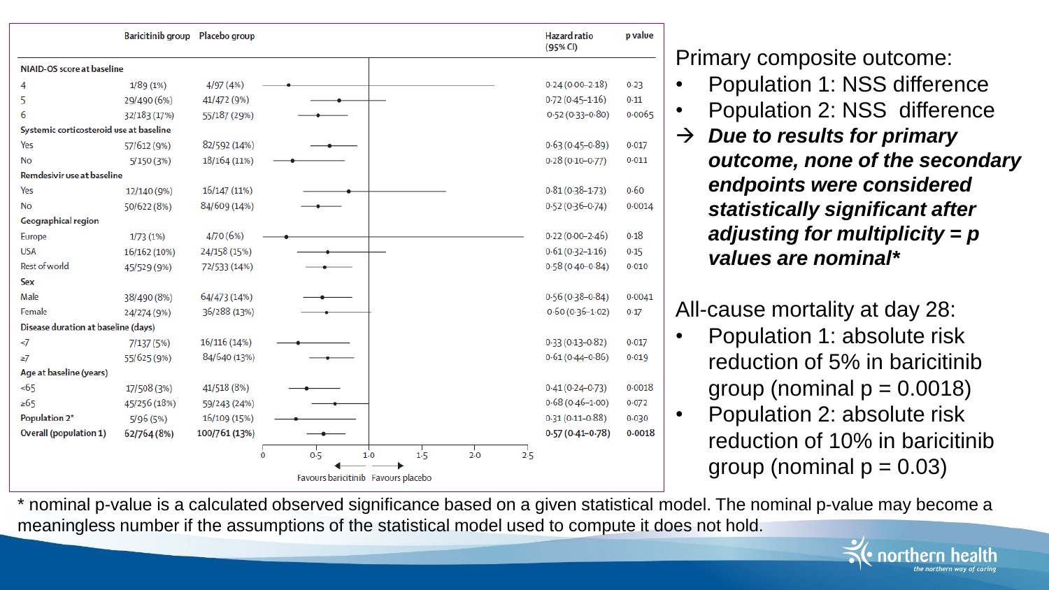| | Baricitinib group | Placebo group | Hazard ratio (95% CI) | p value |
|---|---|---|---|---|
| **NIAID-OS score at baseline** | | | | |
| 4 | 1/89 (1%) | 4/97 (4%) | 0·24 (0·00–2·18) | 0·23 |
| 5 | 29/490 (6%) | 41/472 (9%) | 0·72 (0·45–1·16) | 0·11 |
| 6 | 32/183 (17%) | 55/187 (29%) | 0·52 (0·33–0·80) | 0·0065 |
| **Systemic corticosteroid use at baseline** | | | | |
| Yes | 57/612 (9%) | 82/592 (14%) | 0·63 (0·45–0·89) | 0·017 |
| No | 5/150 (3%) | 18/164 (11%) | 0·28 (0·10–0·77) | 0·011 |
| **Remdesivir use at baseline** | | | | |
| Yes | 12/140 (9%) | 16/147 (11%) | 0·81 (0·38–1·73) | 0·60 |
| No | 50/622 (8%) | 84/609 (14%) | 0·52 (0·36–0·74) | 0·0014 |
| **Geographical region** | | | | |
| Europe | 1/73 (1%) | 4/70 (6%) | 0·22 (0·00–2·46) | 0·18 |
| USA | 16/162 (10%) | 24/158 (15%) | 0·61 (0·32–1·16) | 0·15 |
| Rest of world | 45/529 (9%) | 72/533 (14%) | 0·58 (0·40–0·84) | 0·010 |
| **Sex** | | | | |
| Male | 38/490 (8%) | 64/473 (14%) | 0·56 (0·38–0·84) | 0·0041 |
| Female | 24/274 (9%) | 36/288 (13%) | 0·60 (0·36–1·02) | 0·17 |
| **Disease duration at baseline (days)** | | | | |
| <7 | 7/137 (5%) | 16/116 (14%) | 0·33 (0·13–0·82) | 0·017 |
| ≥7 | 55/625 (9%) | 84/640 (13%) | 0·61 (0·44–0·86) | 0·019 |
| **Age at baseline (years)** | | | | |
| <65 | 17/508 (3%) | 41/518 (8%) | 0·41 (0·24–0·73) | 0·0018 |
| ≥65 | 45/256 (18%) | 59/243 (24%) | 0·68 (0·46–1·00) | 0·072 |
| **Population 2*** | 5/96 (5%) | 16/109 (15%) | 0·31 (0·11–0·88) | 0·030 |
| **Overall (population 1)** | **62/764 (8%)** | **100/761 (13%)** | **0·57 (0·41–0·78)** | **0·0018** |

← Favours baricitinib | Favours placebo →

Primary composite outcome:

- Population 1: NSS difference
- Population 2: NSS difference

→ ***Due to results for primary outcome, none of the secondary endpoints were considered statistically significant after adjusting for multiplicity = p values are nominal****

All-cause mortality at day 28:

- Population 1: absolute risk reduction of 5% in baricitinib group (nominal p = 0.0018)
- Population 2: absolute risk reduction of 10% in baricitinib group (nominal p = 0.03)

\* nominal p-value is a calculated observed significance based on a given statistical model. The nominal p-value may become a meaningless number if the assumptions of the statistical model used to compute it does not hold.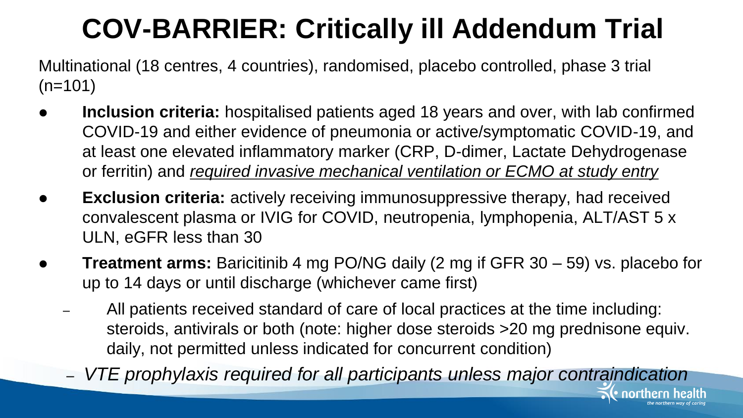# COV-BARRIER: Critically ill Addendum Trial

Multinational (18 centres, 4 countries), randomised, placebo controlled, phase 3 trial (n=101)

- **Inclusion criteria:** hospitalised patients aged 18 years and over, with lab confirmed COVID-19 and either evidence of pneumonia or active/symptomatic COVID-19, and at least one elevated inflammatory marker (CRP, D-dimer, Lactate Dehydrogenase or ferritin) and <u>*required invasive mechanical ventilation or ECMO at study entry*</u>
- **Exclusion criteria:** actively receiving immunosuppressive therapy, had received convalescent plasma or IVIG for COVID, neutropenia, lymphopenia, ALT/AST 5 x ULN, eGFR less than 30
- **Treatment arms:** Baricitinib 4 mg PO/NG daily (2 mg if GFR 30 – 59) vs. placebo for up to 14 days or until discharge (whichever came first)
  - All patients received standard of care of local practices at the time including: steroids, antivirals or both (note: higher dose steroids >20 mg prednisone equiv. daily, not permitted unless indicated for concurrent condition)
  - *VTE prophylaxis required for all participants unless major contraindication*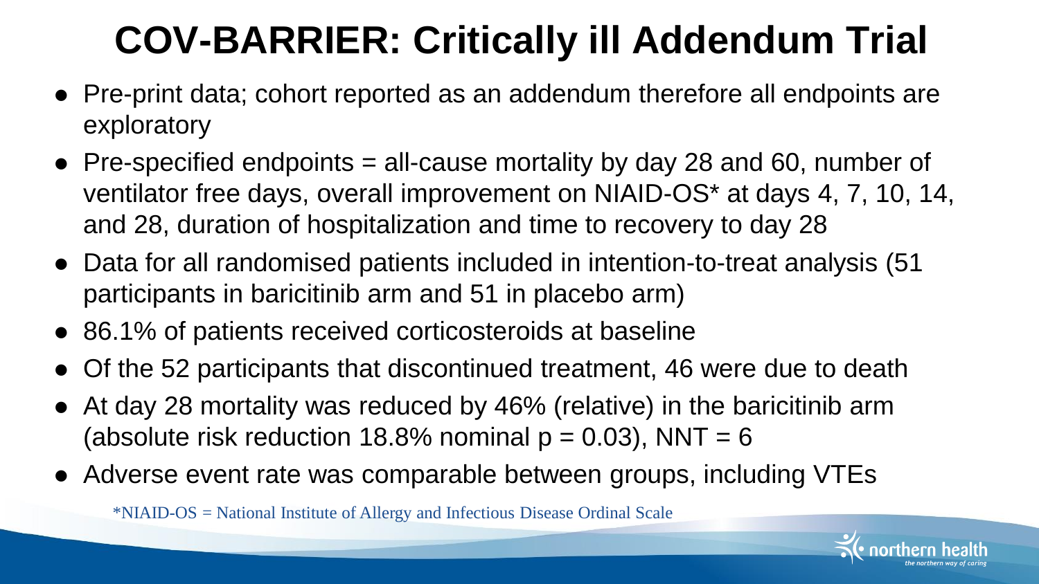# COV-BARRIER: Critically ill Addendum Trial

- Pre-print data; cohort reported as an addendum therefore all endpoints are exploratory
- Pre-specified endpoints = all-cause mortality by day 28 and 60, number of ventilator free days, overall improvement on NIAID-OS* at days 4, 7, 10, 14, and 28, duration of hospitalization and time to recovery to day 28
- Data for all randomised patients included in intention-to-treat analysis (51 participants in baricitinib arm and 51 in placebo arm)
- 86.1% of patients received corticosteroids at baseline
- Of the 52 participants that discontinued treatment, 46 were due to death
- At day 28 mortality was reduced by 46% (relative) in the baricitinib arm (absolute risk reduction 18.8% nominal $p = 0.03$), NNT = 6
- Adverse event rate was comparable between groups, including VTEs

*NIAID-OS = National Institute of Allergy and Infectious Disease Ordinal Scale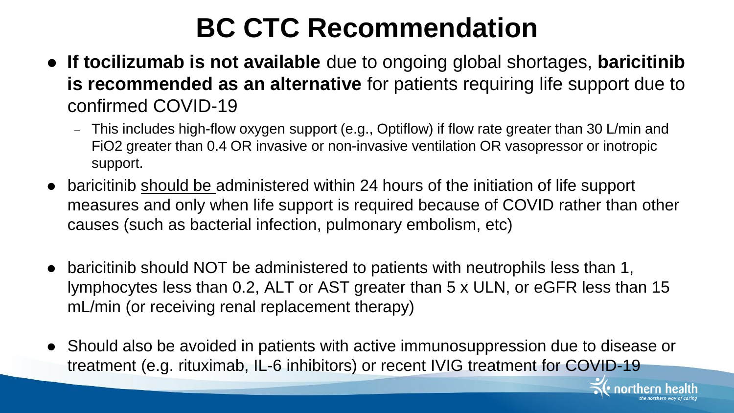# BC CTC Recommendation

- **If tocilizumab is not available** due to ongoing global shortages, **baricitinib is recommended as an alternative** for patients requiring life support due to confirmed COVID-19
  - This includes high-flow oxygen support (e.g., Optiflow) if flow rate greater than 30 L/min and FiO2 greater than 0.4 OR invasive or non-invasive ventilation OR vasopressor or inotropic support.
- baricitinib <u>should be</u> administered within 24 hours of the initiation of life support measures and only when life support is required because of COVID rather than other causes (such as bacterial infection, pulmonary embolism, etc)
- baricitinib should NOT be administered to patients with neutrophils less than 1, lymphocytes less than 0.2, ALT or AST greater than 5 x ULN, or eGFR less than 15 mL/min (or receiving renal replacement therapy)
- Should also be avoided in patients with active immunosuppression due to disease or treatment (e.g. rituximab, IL-6 inhibitors) or recent IVIG treatment for COVID-19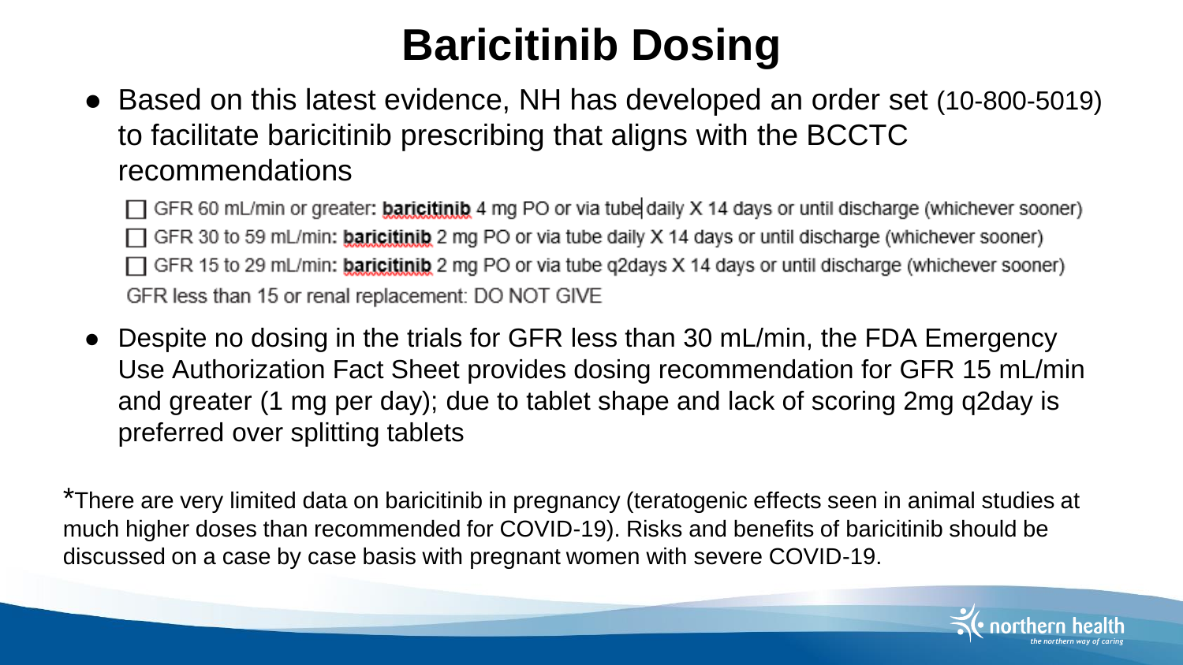# Baricitinib Dosing

- Based on this latest evidence, NH has developed an order set (10-800-5019) to facilitate baricitinib prescribing that aligns with the BCCTC recommendations

☐ GFR 60 mL/min or greater: **baricitinib** 4 mg PO or via tube daily X 14 days or until discharge (whichever sooner)
☐ GFR 30 to 59 mL/min: **baricitinib** 2 mg PO or via tube daily X 14 days or until discharge (whichever sooner)
☐ GFR 15 to 29 mL/min: **baricitinib** 2 mg PO or via tube q2days X 14 days or until discharge (whichever sooner)
GFR less than 15 or renal replacement: DO NOT GIVE

- Despite no dosing in the trials for GFR less than 30 mL/min, the FDA Emergency Use Authorization Fact Sheet provides dosing recommendation for GFR 15 mL/min and greater (1 mg per day); due to tablet shape and lack of scoring 2mg q2day is preferred over splitting tablets

*There are very limited data on baricitinib in pregnancy (teratogenic effects seen in animal studies at much higher doses than recommended for COVID-19). Risks and benefits of baricitinib should be discussed on a case by case basis with pregnant women with severe COVID-19.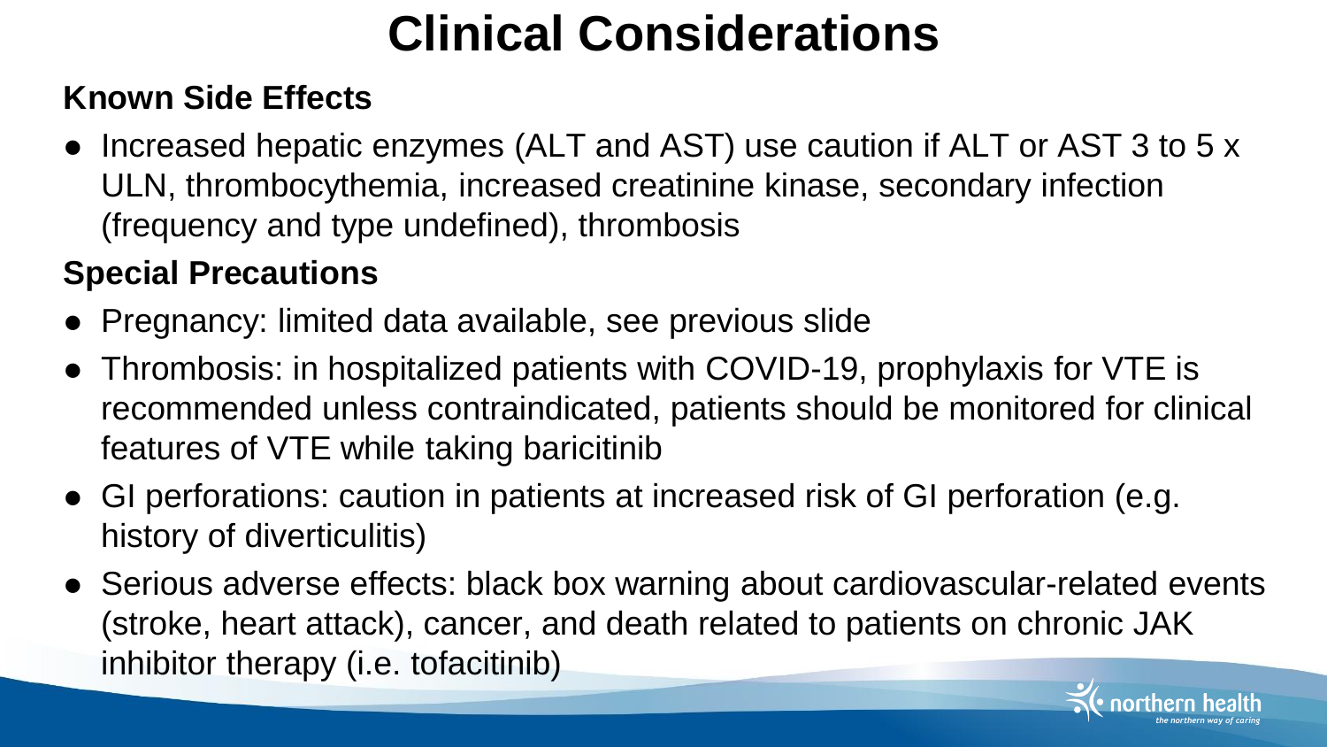# Clinical Considerations

**Known Side Effects**

- Increased hepatic enzymes (ALT and AST) use caution if ALT or AST 3 to 5 x ULN, thrombocythemia, increased creatinine kinase, secondary infection (frequency and type undefined), thrombosis

**Special Precautions**

- Pregnancy: limited data available, see previous slide
- Thrombosis: in hospitalized patients with COVID-19, prophylaxis for VTE is recommended unless contraindicated, patients should be monitored for clinical features of VTE while taking baricitinib
- GI perforations: caution in patients at increased risk of GI perforation (e.g. history of diverticulitis)
- Serious adverse effects: black box warning about cardiovascular-related events (stroke, heart attack), cancer, and death related to patients on chronic JAK inhibitor therapy (i.e. tofacitinib)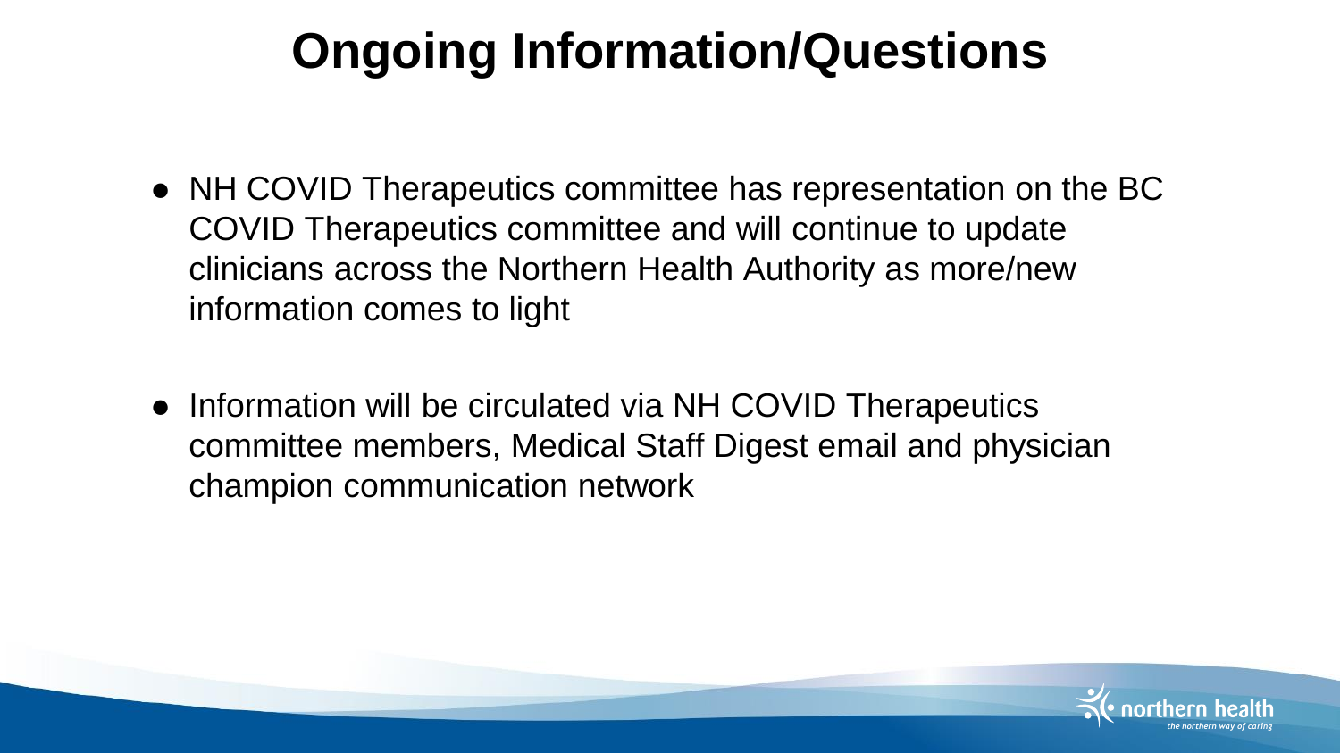# Ongoing Information/Questions

- NH COVID Therapeutics committee has representation on the BC COVID Therapeutics committee and will continue to update clinicians across the Northern Health Authority as more/new information comes to light

- Information will be circulated via NH COVID Therapeutics committee members, Medical Staff Digest email and physician champion communication network